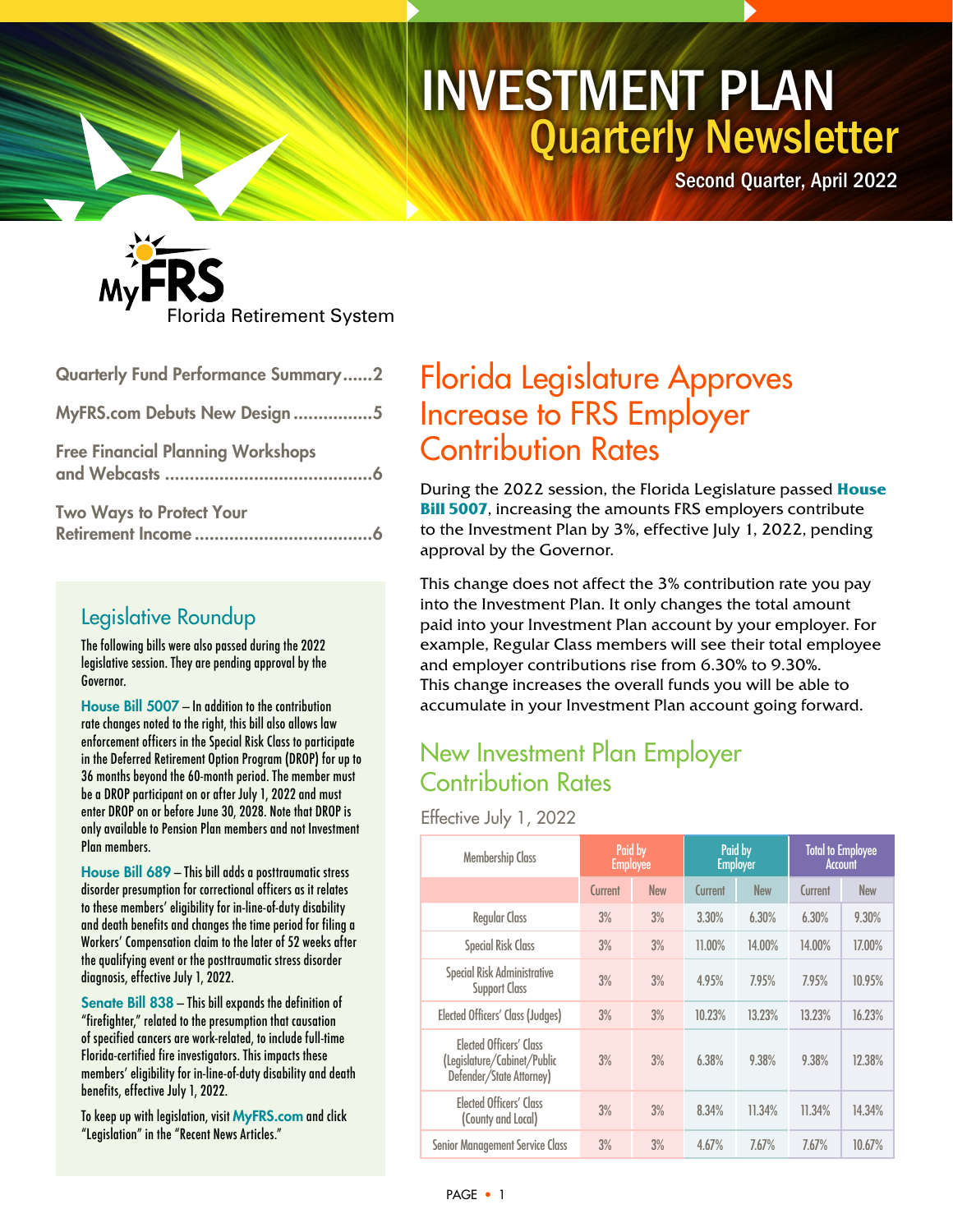# INVESTMENT PLAN
## Quarterly Newsletter
Second Quarter, April 2022

MyFRS Florida Retirement System

- Quarterly Fund Performance Summary......2
- MyFRS.com Debuts New Design................5
- Free Financial Planning Workshops and Webcasts..........................................6
- Two Ways to Protect Your Retirement Income....................................6

### Legislative Roundup

The following bills were also passed during the 2022 legislative session. They are pending approval by the Governor.

**House Bill 5007** – In addition to the contribution rate changes noted to the right, this bill also allows law enforcement officers in the Special Risk Class to participate in the Deferred Retirement Option Program (DROP) for up to 36 months beyond the 60-month period. The member must be a DROP participant on or after July 1, 2022 and must enter DROP on or before June 30, 2028. Note that DROP is only available to Pension Plan members and not Investment Plan members.

**House Bill 689** – This bill adds a posttraumatic stress disorder presumption for correctional officers as it relates to these members' eligibility for in-line-of-duty disability and death benefits and changes the time period for filing a Workers' Compensation claim to the later of 52 weeks after the qualifying event or the posttraumatic stress disorder diagnosis, effective July 1, 2022.

**Senate Bill 838** – This bill expands the definition of "firefighter," related to the presumption that causation of specified cancers are work-related, to include full-time Florida-certified fire investigators. This impacts these members' eligibility for in-line-of-duty disability and death benefits, effective July 1, 2022.

To keep up with legislation, visit **MyFRS.com** and click "Legislation" in the "Recent News Articles."

## Florida Legislature Approves Increase to FRS Employer Contribution Rates

During the 2022 session, the Florida Legislature passed **House Bill 5007**, increasing the amounts FRS employers contribute to the Investment Plan by 3%, effective July 1, 2022, pending approval by the Governor.

This change does not affect the 3% contribution rate you pay into the Investment Plan. It only changes the total amount paid into your Investment Plan account by your employer. For example, Regular Class members will see their total employee and employer contributions rise from 6.30% to 9.30%. This change increases the overall funds you will be able to accumulate in your Investment Plan account going forward.

### New Investment Plan Employer Contribution Rates

Effective July 1, 2022

| Membership Class | Paid by Employee | | Paid by Employer | | Total to Employee Account | |
|---|---|---|---|---|---|---|
| | Current | New | Current | New | Current | New |
| Regular Class | 3% | 3% | 3.30% | 6.30% | 6.30% | 9.30% |
| Special Risk Class | 3% | 3% | 11.00% | 14.00% | 14.00% | 17.00% |
| Special Risk Administrative Support Class | 3% | 3% | 4.95% | 7.95% | 7.95% | 10.95% |
| Elected Officers' Class (Judges) | 3% | 3% | 10.23% | 13.23% | 13.23% | 16.23% |
| Elected Officers' Class (Legislature/Cabinet/Public Defender/State Attorney) | 3% | 3% | 6.38% | 9.38% | 9.38% | 12.38% |
| Elected Officers' Class (County and Local) | 3% | 3% | 8.34% | 11.34% | 11.34% | 14.34% |
| Senior Management Service Class | 3% | 3% | 4.67% | 7.67% | 7.67% | 10.67% |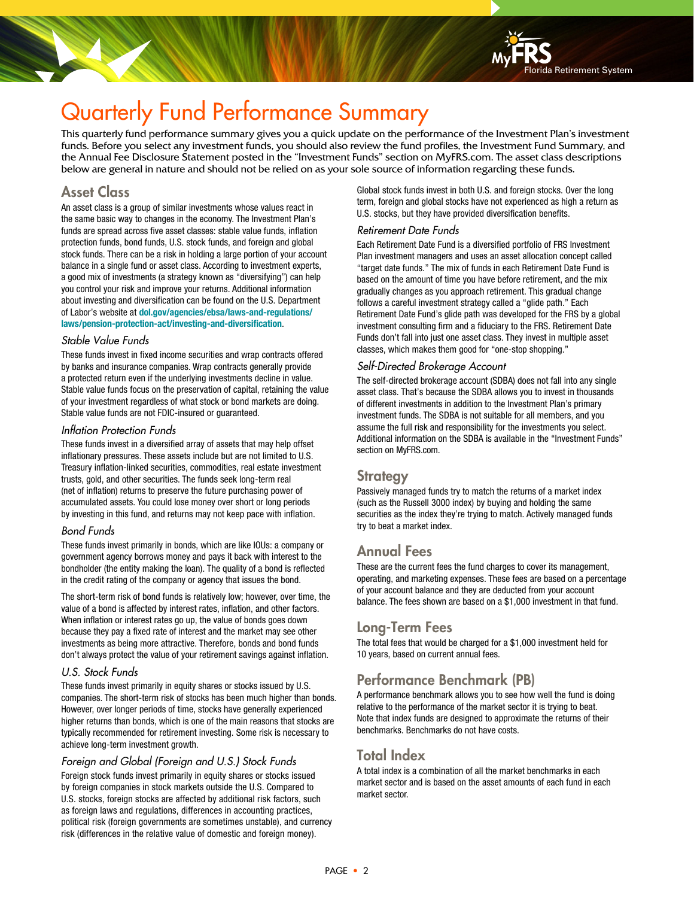# Quarterly Fund Performance Summary

This quarterly fund performance summary gives you a quick update on the performance of the Investment Plan's investment funds. Before you select any investment funds, you should also review the fund profiles, the Investment Fund Summary, and the Annual Fee Disclosure Statement posted in the "Investment Funds" section on MyFRS.com. The asset class descriptions below are general in nature and should not be relied on as your sole source of information regarding these funds.

## Asset Class

An asset class is a group of similar investments whose values react in the same basic way to changes in the economy. The Investment Plan's funds are spread across five asset classes: stable value funds, inflation protection funds, bond funds, U.S. stock funds, and foreign and global stock funds. There can be a risk in holding a large portion of your account balance in a single fund or asset class. According to investment experts, a good mix of investments (a strategy known as "diversifying") can help you control your risk and improve your returns. Additional information about investing and diversification can be found on the U.S. Department of Labor's website at **dol.gov/agencies/ebsa/laws-and-regulations/laws/pension-protection-act/investing-and-diversification**.

### *Stable Value Funds*

These funds invest in fixed income securities and wrap contracts offered by banks and insurance companies. Wrap contracts generally provide a protected return even if the underlying investments decline in value. Stable value funds focus on the preservation of capital, retaining the value of your investment regardless of what stock or bond markets are doing. Stable value funds are not FDIC-insured or guaranteed.

### *Inflation Protection Funds*

These funds invest in a diversified array of assets that may help offset inflationary pressures. These assets include but are not limited to U.S. Treasury inflation-linked securities, commodities, real estate investment trusts, gold, and other securities. The funds seek long-term real (net of inflation) returns to preserve the future purchasing power of accumulated assets. You could lose money over short or long periods by investing in this fund, and returns may not keep pace with inflation.

### *Bond Funds*

These funds invest primarily in bonds, which are like IOUs: a company or government agency borrows money and pays it back with interest to the bondholder (the entity making the loan). The quality of a bond is reflected in the credit rating of the company or agency that issues the bond.

The short-term risk of bond funds is relatively low; however, over time, the value of a bond is affected by interest rates, inflation, and other factors. When inflation or interest rates go up, the value of bonds goes down because they pay a fixed rate of interest and the market may see other investments as being more attractive. Therefore, bonds and bond funds don't always protect the value of your retirement savings against inflation.

### *U.S. Stock Funds*

These funds invest primarily in equity shares or stocks issued by U.S. companies. The short-term risk of stocks has been much higher than bonds. However, over longer periods of time, stocks have generally experienced higher returns than bonds, which is one of the main reasons that stocks are typically recommended for retirement investing. Some risk is necessary to achieve long-term investment growth.

### *Foreign and Global (Foreign and U.S.) Stock Funds*

Foreign stock funds invest primarily in equity shares or stocks issued by foreign companies in stock markets outside the U.S. Compared to U.S. stocks, foreign stocks are affected by additional risk factors, such as foreign laws and regulations, differences in accounting practices, political risk (foreign governments are sometimes unstable), and currency risk (differences in the relative value of domestic and foreign money).

Global stock funds invest in both U.S. and foreign stocks. Over the long term, foreign and global stocks have not experienced as high a return as U.S. stocks, but they have provided diversification benefits.

### *Retirement Date Funds*

Each Retirement Date Fund is a diversified portfolio of FRS Investment Plan investment managers and uses an asset allocation concept called "target date funds." The mix of funds in each Retirement Date Fund is based on the amount of time you have before retirement, and the mix gradually changes as you approach retirement. This gradual change follows a careful investment strategy called a "glide path." Each Retirement Date Fund's glide path was developed for the FRS by a global investment consulting firm and a fiduciary to the FRS. Retirement Date Funds don't fall into just one asset class. They invest in multiple asset classes, which makes them good for "one-stop shopping."

### *Self-Directed Brokerage Account*

The self-directed brokerage account (SDBA) does not fall into any single asset class. That's because the SDBA allows you to invest in thousands of different investments in addition to the Investment Plan's primary investment funds. The SDBA is not suitable for all members, and you assume the full risk and responsibility for the investments you select. Additional information on the SDBA is available in the "Investment Funds" section on MyFRS.com.

## Strategy

Passively managed funds try to match the returns of a market index (such as the Russell 3000 index) by buying and holding the same securities as the index they're trying to match. Actively managed funds try to beat a market index.

## Annual Fees

These are the current fees the fund charges to cover its management, operating, and marketing expenses. These fees are based on a percentage of your account balance and they are deducted from your account balance. The fees shown are based on a $1,000 investment in that fund.

## Long-Term Fees

The total fees that would be charged for a $1,000 investment held for 10 years, based on current annual fees.

## Performance Benchmark (PB)

A performance benchmark allows you to see how well the fund is doing relative to the performance of the market sector it is trying to beat. Note that index funds are designed to approximate the returns of their benchmarks. Benchmarks do not have costs.

## Total Index

A total index is a combination of all the market benchmarks in each market sector and is based on the asset amounts of each fund in each market sector.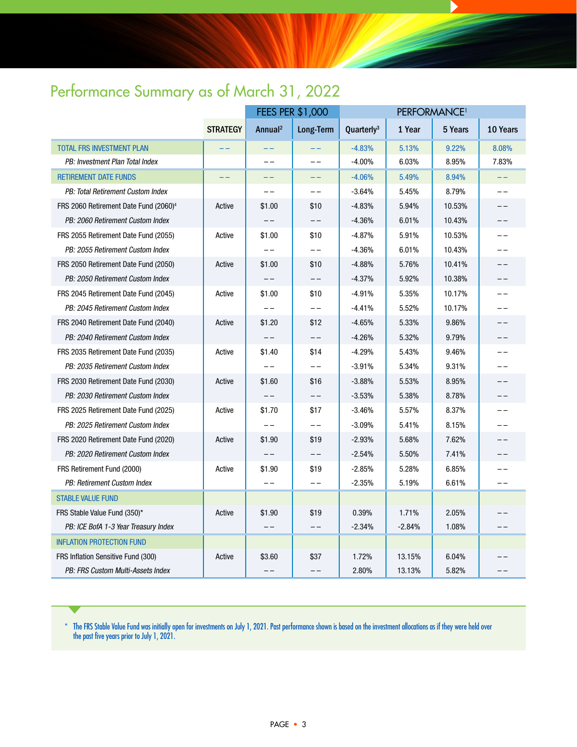# Performance Summary as of March 31, 2022

| | STRATEGY | FEES PER $1,000 | | PERFORMANCE[1] | | | |
|---|---|---|---|---|---|---|---|
| | | Annual[2] | Long-Term | Quarterly[3] | 1 Year | 5 Years | 10 Years |
| TOTAL FRS INVESTMENT PLAN | – – | – – | – – | -4.83% | 5.13% | 9.22% | 8.08% |
| *PB: Investment Plan Total Index* | | – – | – – | -4.00% | 6.03% | 8.95% | 7.83% |
| RETIREMENT DATE FUNDS | – – | – – | – – | -4.06% | 5.49% | 8.94% | – – |
| *PB: Total Retirement Custom Index* | | – – | – – | -3.64% | 5.45% | 8.79% | – – |
| FRS 2060 Retirement Date Fund (2060)[4] | Active | $1.00 | $10 | -4.83% | 5.94% | 10.53% | – – |
| *PB: 2060 Retirement Custom Index* | | – – | – – | -4.36% | 6.01% | 10.43% | – – |
| FRS 2055 Retirement Date Fund (2055) | Active | $1.00 | $10 | -4.87% | 5.91% | 10.53% | – – |
| *PB: 2055 Retirement Custom Index* | | – – | – – | -4.36% | 6.01% | 10.43% | – – |
| FRS 2050 Retirement Date Fund (2050) | Active | $1.00 | $10 | -4.88% | 5.76% | 10.41% | – – |
| *PB: 2050 Retirement Custom Index* | | – – | – – | -4.37% | 5.92% | 10.38% | – – |
| FRS 2045 Retirement Date Fund (2045) | Active | $1.00 | $10 | -4.91% | 5.35% | 10.17% | – – |
| *PB: 2045 Retirement Custom Index* | | – – | – – | -4.41% | 5.52% | 10.17% | – – |
| FRS 2040 Retirement Date Fund (2040) | Active | $1.20 | $12 | -4.65% | 5.33% | 9.86% | – – |
| *PB: 2040 Retirement Custom Index* | | – – | – – | -4.26% | 5.32% | 9.79% | – – |
| FRS 2035 Retirement Date Fund (2035) | Active | $1.40 | $14 | -4.29% | 5.43% | 9.46% | – – |
| *PB: 2035 Retirement Custom Index* | | – – | – – | -3.91% | 5.34% | 9.31% | – – |
| FRS 2030 Retirement Date Fund (2030) | Active | $1.60 | $16 | -3.88% | 5.53% | 8.95% | – – |
| *PB: 2030 Retirement Custom Index* | | – – | – – | -3.53% | 5.38% | 8.78% | – – |
| FRS 2025 Retirement Date Fund (2025) | Active | $1.70 | $17 | -3.46% | 5.57% | 8.37% | – – |
| *PB: 2025 Retirement Custom Index* | | – – | – – | -3.09% | 5.41% | 8.15% | – – |
| FRS 2020 Retirement Date Fund (2020) | Active | $1.90 | $19 | -2.93% | 5.68% | 7.62% | – – |
| *PB: 2020 Retirement Custom Index* | | – – | – – | -2.54% | 5.50% | 7.41% | – – |
| FRS Retirement Fund (2000) | Active | $1.90 | $19 | -2.85% | 5.28% | 6.85% | – – |
| *PB: Retirement Custom Index* | | – – | – – | -2.35% | 5.19% | 6.61% | – – |
| STABLE VALUE FUND | | | | | | | |
| FRS Stable Value Fund (350)* | Active | $1.90 | $19 | 0.39% | 1.71% | 2.05% | – – |
| *PB: ICE BofA 1-3 Year Treasury Index* | | – – | – – | -2.34% | -2.84% | 1.08% | – – |
| INFLATION PROTECTION FUND | | | | | | | |
| FRS Inflation Sensitive Fund (300) | Active | $3.60 | $37 | 1.72% | 13.15% | 6.04% | – – |
| *PB: FRS Custom Multi-Assets Index* | | – – | – – | 2.80% | 13.13% | 5.82% | – – |

\* The FRS Stable Value Fund was initially open for investments on July 1, 2021. Past performance shown is based on the investment allocations as if they were held over the past five years prior to July 1, 2021.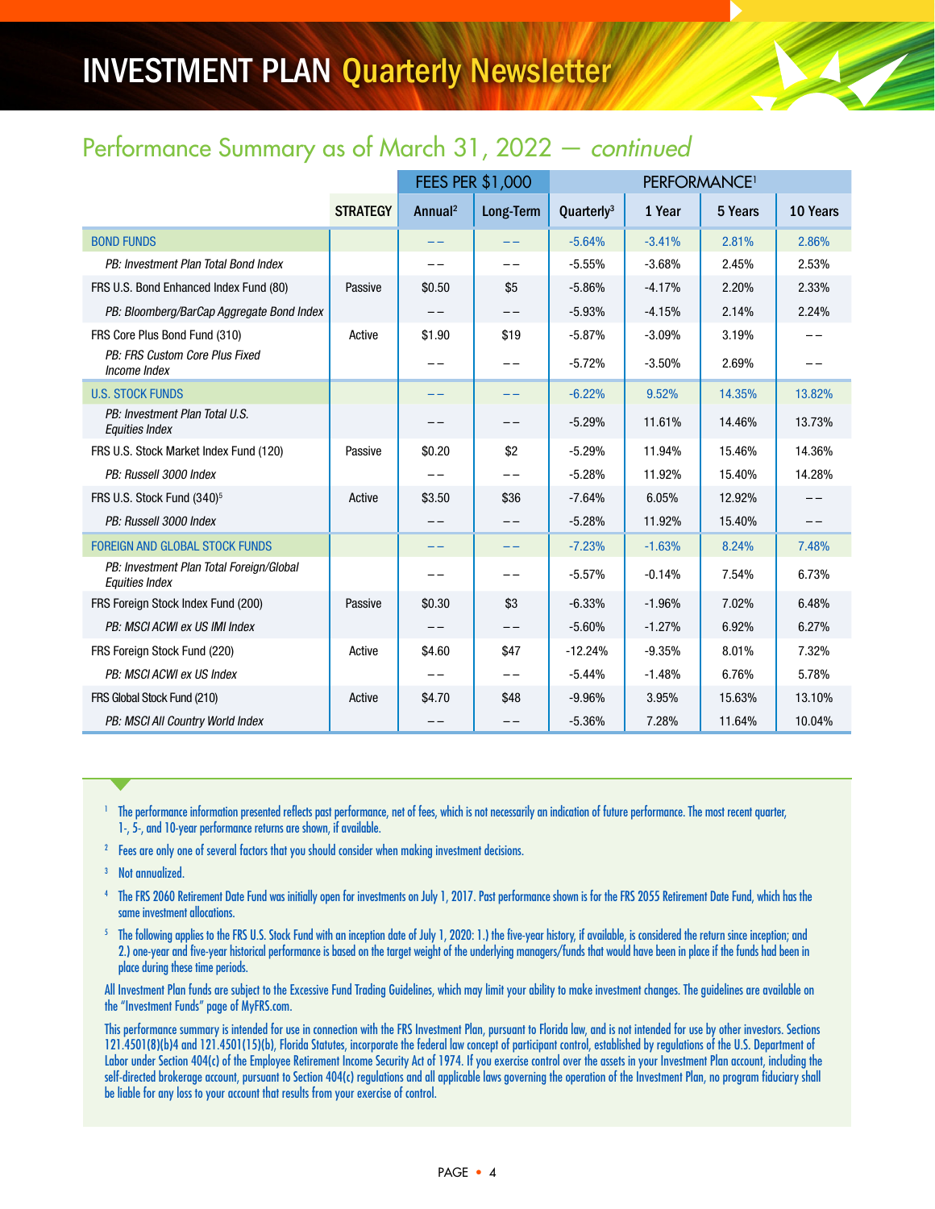# INVESTMENT PLAN Quarterly Newsletter

## Performance Summary as of March 31, 2022 — *continued*

| | STRATEGY | FEES PER $1,000 | | PERFORMANCE[1] | | | |
|---|---|---|---|---|---|---|---|
| | | Annual[2] | Long-Term | Quarterly[3] | 1 Year | 5 Years | 10 Years |
| BOND FUNDS | | –– | –– | -5.64% | -3.41% | 2.81% | 2.86% |
| *PB: Investment Plan Total Bond Index* | | –– | –– | -5.55% | -3.68% | 2.45% | 2.53% |
| FRS U.S. Bond Enhanced Index Fund (80) | Passive | $0.50 | $5 | -5.86% | -4.17% | 2.20% | 2.33% |
| *PB: Bloomberg/BarCap Aggregate Bond Index* | | –– | –– | -5.93% | -4.15% | 2.14% | 2.24% |
| FRS Core Plus Bond Fund (310) | Active | $1.90 | $19 | -5.87% | -3.09% | 3.19% | –– |
| *PB: FRS Custom Core Plus Fixed Income Index* | | –– | –– | -5.72% | -3.50% | 2.69% | –– |
| U.S. STOCK FUNDS | | –– | –– | -6.22% | 9.52% | 14.35% | 13.82% |
| *PB: Investment Plan Total U.S. Equities Index* | | –– | –– | -5.29% | 11.61% | 14.46% | 13.73% |
| FRS U.S. Stock Market Index Fund (120) | Passive | $0.20 | $2 | -5.29% | 11.94% | 15.46% | 14.36% |
| *PB: Russell 3000 Index* | | –– | –– | -5.28% | 11.92% | 15.40% | 14.28% |
| FRS U.S. Stock Fund (340)[5] | Active | $3.50 | $36 | -7.64% | 6.05% | 12.92% | –– |
| *PB: Russell 3000 Index* | | –– | –– | -5.28% | 11.92% | 15.40% | –– |
| FOREIGN AND GLOBAL STOCK FUNDS | | –– | –– | -7.23% | -1.63% | 8.24% | 7.48% |
| *PB: Investment Plan Total Foreign/Global Equities Index* | | –– | –– | -5.57% | -0.14% | 7.54% | 6.73% |
| FRS Foreign Stock Index Fund (200) | Passive | $0.30 | $3 | -6.33% | -1.96% | 7.02% | 6.48% |
| *PB: MSCI ACWI ex US IMI Index* | | –– | –– | -5.60% | -1.27% | 6.92% | 6.27% |
| FRS Foreign Stock Fund (220) | Active | $4.60 | $47 | -12.24% | -9.35% | 8.01% | 7.32% |
| *PB: MSCI ACWI ex US Index* | | –– | –– | -5.44% | -1.48% | 6.76% | 5.78% |
| FRS Global Stock Fund (210) | Active | $4.70 | $48 | -9.96% | 3.95% | 15.63% | 13.10% |
| *PB: MSCI All Country World Index* | | –– | –– | -5.36% | 7.28% | 11.64% | 10.04% |

[1] The performance information presented reflects past performance, net of fees, which is not necessarily an indication of future performance. The most recent quarter, 1-, 5-, and 10-year performance returns are shown, if available.

[2] Fees are only one of several factors that you should consider when making investment decisions.

[3] Not annualized.

[4] The FRS 2060 Retirement Date Fund was initially open for investments on July 1, 2017. Past performance shown is for the FRS 2055 Retirement Date Fund, which has the same investment allocations.

[5] The following applies to the FRS U.S. Stock Fund with an inception date of July 1, 2020: 1.) the five-year history, if available, is considered the return since inception; and 2.) one-year and five-year historical performance is based on the target weight of the underlying managers/funds that would have been in place if the funds had been in place during these time periods.

All Investment Plan funds are subject to the Excessive Fund Trading Guidelines, which may limit your ability to make investment changes. The guidelines are available on the "Investment Funds" page of MyFRS.com.

This performance summary is intended for use in connection with the FRS Investment Plan, pursuant to Florida law, and is not intended for use by other investors. Sections 121.4501(8)(b)4 and 121.4501(15)(b), Florida Statutes, incorporate the federal law concept of participant control, established by regulations of the U.S. Department of Labor under Section 404(c) of the Employee Retirement Income Security Act of 1974. If you exercise control over the assets in your Investment Plan account, including the self-directed brokerage account, pursuant to Section 404(c) regulations and all applicable laws governing the operation of the Investment Plan, no program fiduciary shall be liable for any loss to your account that results from your exercise of control.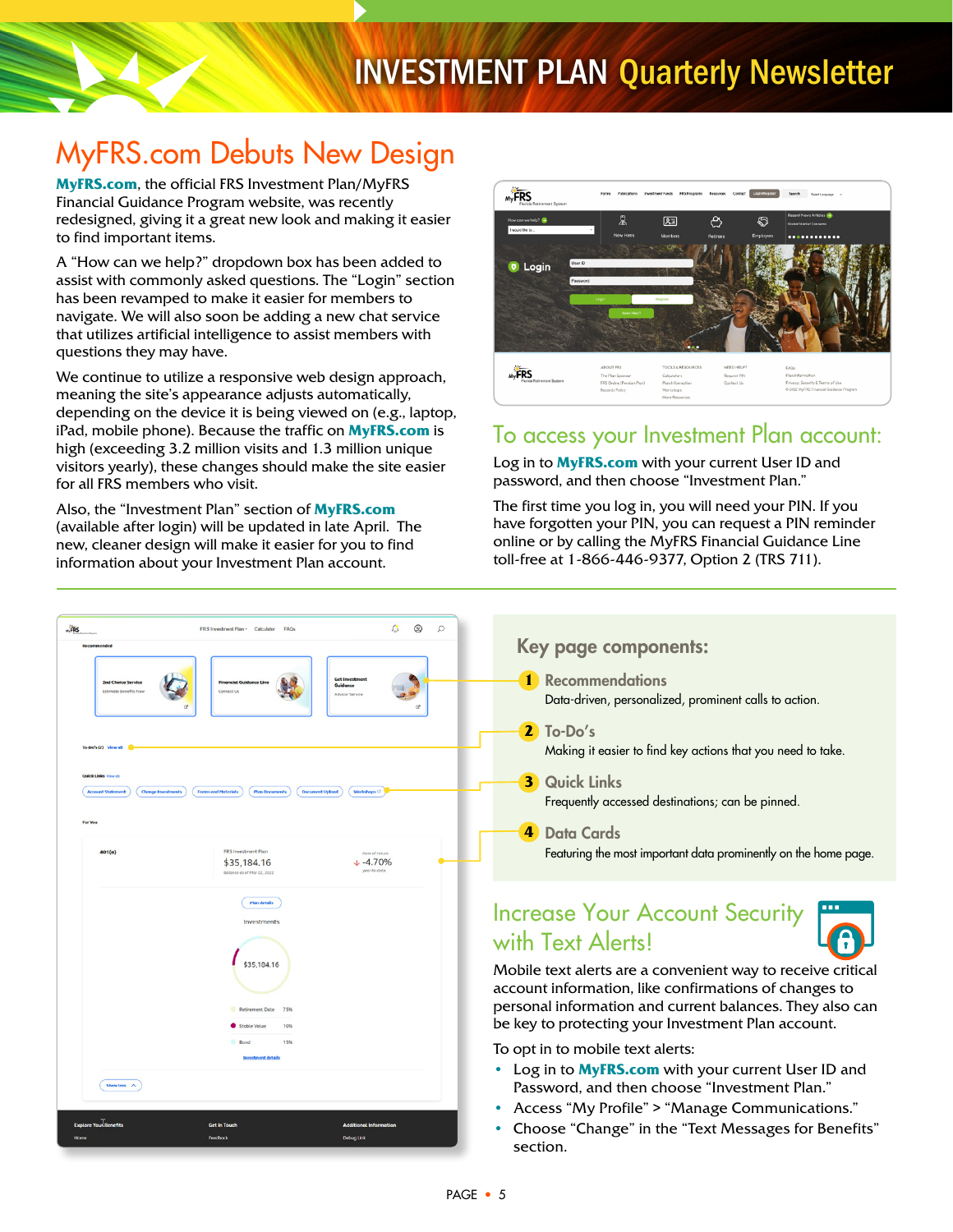# INVESTMENT PLAN Quarterly Newsletter

## MyFRS.com Debuts New Design

**MyFRS.com**, the official FRS Investment Plan/MyFRS Financial Guidance Program website, was recently redesigned, giving it a great new look and making it easier to find important items.

A "How can we help?" dropdown box has been added to assist with commonly asked questions. The "Login" section has been revamped to make it easier for members to navigate. We will also soon be adding a new chat service that utilizes artificial intelligence to assist members with questions they may have.

We continue to utilize a responsive web design approach, meaning the site's appearance adjusts automatically, depending on the device it is being viewed on (e.g., laptop, iPad, mobile phone). Because the traffic on **MyFRS.com** is high (exceeding 3.2 million visits and 1.3 million unique visitors yearly), these changes should make the site easier for all FRS members who visit.

Also, the "Investment Plan" section of **MyFRS.com** (available after login) will be updated in late April. The new, cleaner design will make it easier for you to find information about your Investment Plan account.

## To access your Investment Plan account:

Log in to **MyFRS.com** with your current User ID and password, and then choose "Investment Plan."

The first time you log in, you will need your PIN. If you have forgotten your PIN, you can request a PIN reminder online or by calling the MyFRS Financial Guidance Line toll-free at 1-866-446-9377, Option 2 (TRS 711).

## Key page components:

1. **Recommendations**
   Data-driven, personalized, prominent calls to action.
2. **To-Do's**
   Making it easier to find key actions that you need to take.
3. **Quick Links**
   Frequently accessed destinations; can be pinned.
4. **Data Cards**
   Featuring the most important data prominently on the home page.

## Increase Your Account Security with Text Alerts!

Mobile text alerts are a convenient way to receive critical account information, like confirmations of changes to personal information and current balances. They also can be key to protecting your Investment Plan account.

To opt in to mobile text alerts:

- Log in to **MyFRS.com** with your current User ID and Password, and then choose "Investment Plan."
- Access "My Profile" > "Manage Communications."
- Choose "Change" in the "Text Messages for Benefits" section.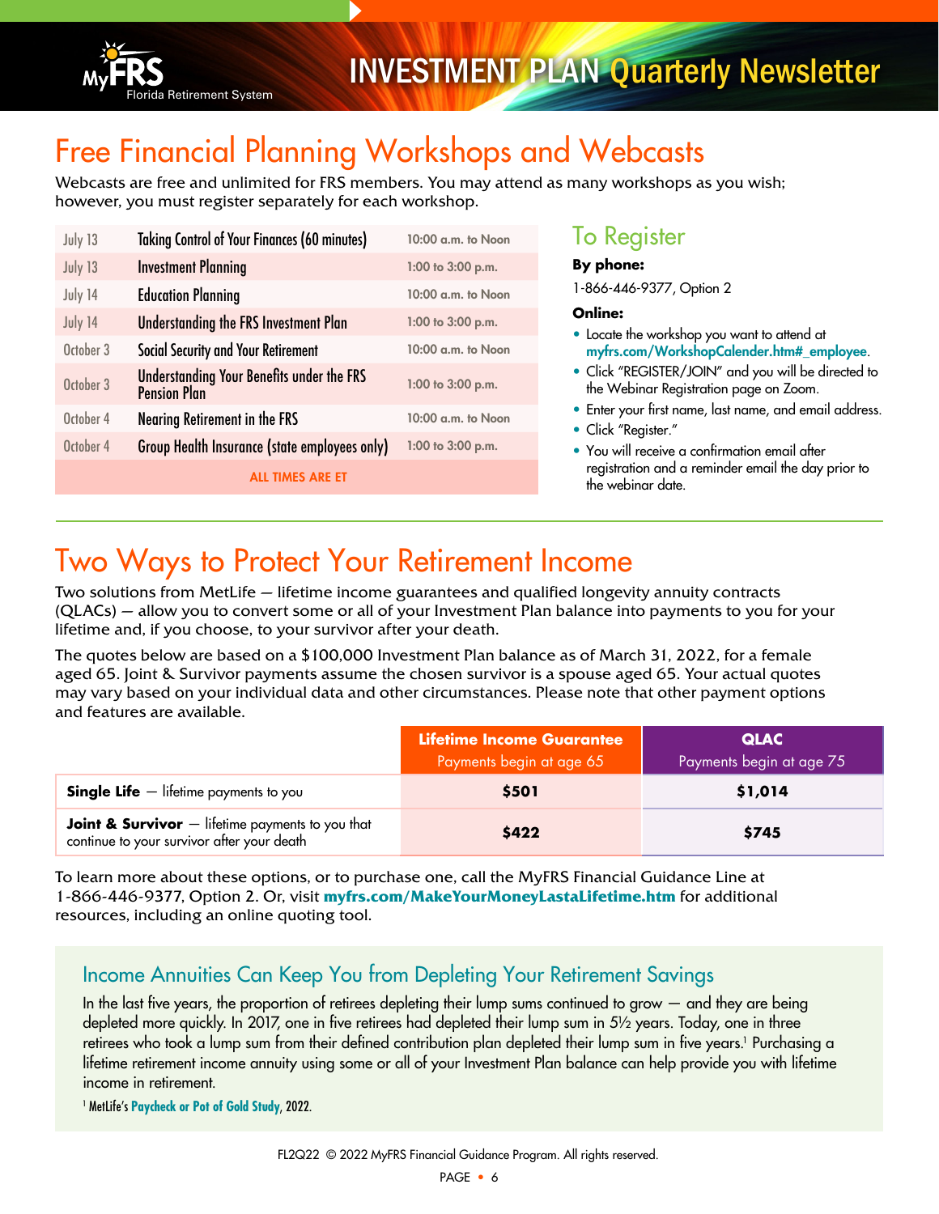# Free Financial Planning Workshops and Webcasts

Webcasts are free and unlimited for FRS members. You may attend as many workshops as you wish; however, you must register separately for each workshop.

| | | |
|---|---|---|
| July 13 | Taking Control of Your Finances (60 minutes) | 10:00 a.m. to Noon |
| July 13 | Investment Planning | 1:00 to 3:00 p.m. |
| July 14 | Education Planning | 10:00 a.m. to Noon |
| July 14 | Understanding the FRS Investment Plan | 1:00 to 3:00 p.m. |
| October 3 | Social Security and Your Retirement | 10:00 a.m. to Noon |
| October 3 | Understanding Your Benefits under the FRS Pension Plan | 1:00 to 3:00 p.m. |
| October 4 | Nearing Retirement in the FRS | 10:00 a.m. to Noon |
| October 4 | Group Health Insurance (state employees only) | 1:00 to 3:00 p.m. |
| ALL TIMES ARE ET | | |

## To Register

**By phone:**

1-866-446-9377, Option 2

**Online:**

- Locate the workshop you want to attend at **myfrs.com/WorkshopCalender.htm#_employee**.
- Click "REGISTER/JOIN" and you will be directed to the Webinar Registration page on Zoom.
- Enter your first name, last name, and email address.
- Click "Register."
- You will receive a confirmation email after registration and a reminder email the day prior to the webinar date.

# Two Ways to Protect Your Retirement Income

Two solutions from MetLife — lifetime income guarantees and qualified longevity annuity contracts (QLACs) — allow you to convert some or all of your Investment Plan balance into payments to you for your lifetime and, if you choose, to your survivor after your death.

The quotes below are based on a $100,000 Investment Plan balance as of March 31, 2022, for a female aged 65. Joint & Survivor payments assume the chosen survivor is a spouse aged 65. Your actual quotes may vary based on your individual data and other circumstances. Please note that other payment options and features are available.

| | Lifetime Income Guarantee Payments begin at age 65 | QLAC Payments begin at age 75 |
|---|---|---|
| **Single Life** — lifetime payments to you | **$501** | **$1,014** |
| **Joint & Survivor** — lifetime payments to you that continue to your survivor after your death | **$422** | **$745** |

To learn more about these options, or to purchase one, call the MyFRS Financial Guidance Line at 1-866-446-9377, Option 2. Or, visit **myfrs.com/MakeYourMoneyLastaLifetime.htm** for additional resources, including an online quoting tool.

## Income Annuities Can Keep You from Depleting Your Retirement Savings

In the last five years, the proportion of retirees depleting their lump sums continued to grow — and they are being depleted more quickly. In 2017, one in five retirees had depleted their lump sum in 5½ years. Today, one in three retirees who took a lump sum from their defined contribution plan depleted their lump sum in five years.[1] Purchasing a lifetime retirement income annuity using some or all of your Investment Plan balance can help provide you with lifetime income in retirement.

[1] MetLife's **Paycheck or Pot of Gold Study**, 2022.

FL2Q22 © 2022 MyFRS Financial Guidance Program. All rights reserved.